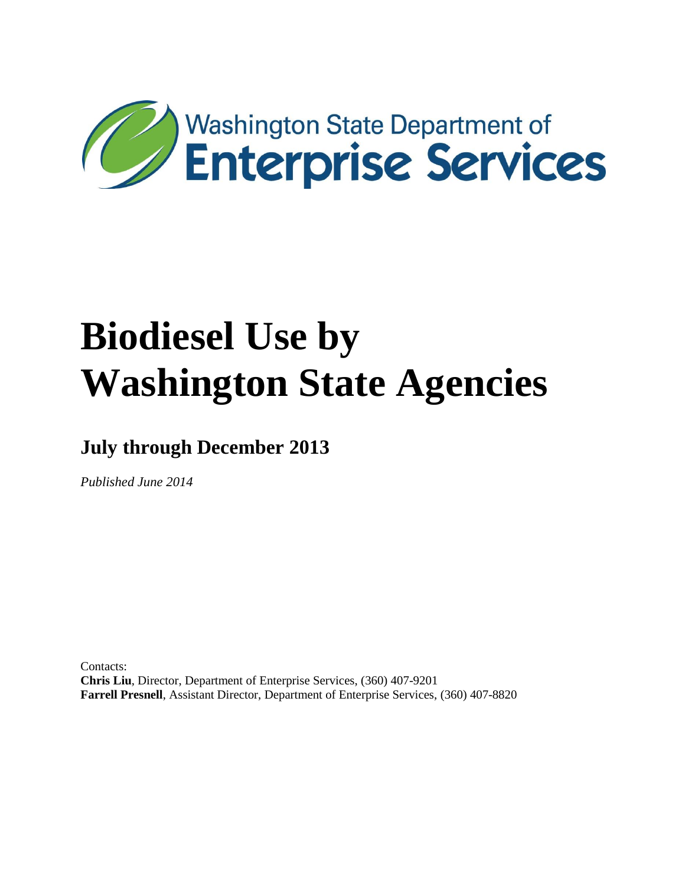Washington State Department of
**Enterprise Services**

# Biodiesel Use by Washington State Agencies

## July through December 2013

*Published June 2014*

Contacts:
**Chris Liu**, Director, Department of Enterprise Services, (360) 407-9201
**Farrell Presnell**, Assistant Director, Department of Enterprise Services, (360) 407-8820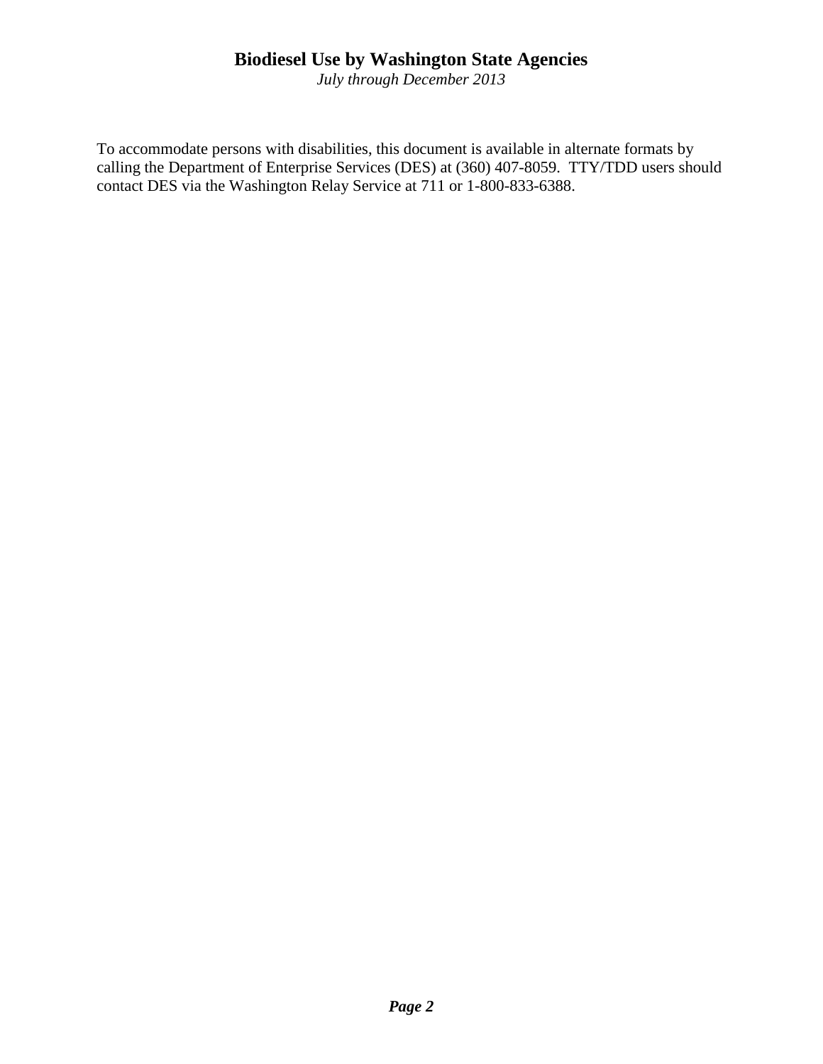# Biodiesel Use by Washington State Agencies

*July through December 2013*

To accommodate persons with disabilities, this document is available in alternate formats by calling the Department of Enterprise Services (DES) at (360) 407-8059. TTY/TDD users should contact DES via the Washington Relay Service at 711 or 1-800-833-6388.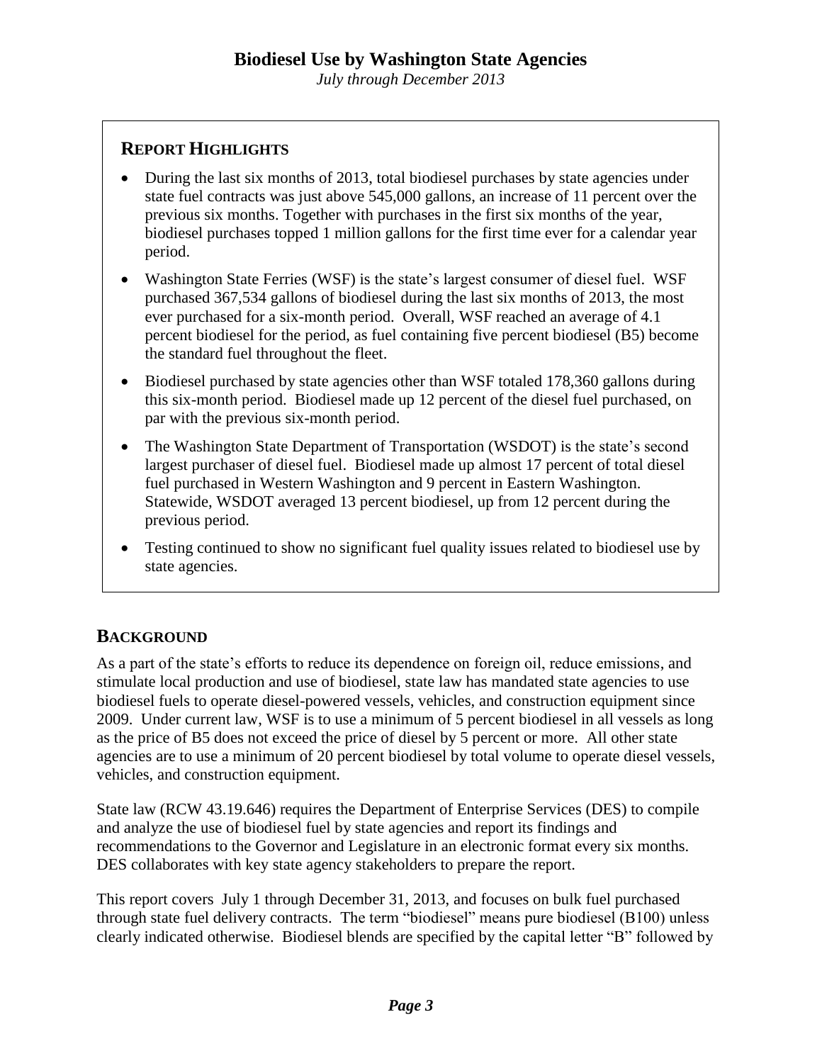# Biodiesel Use by Washington State Agencies

*July through December 2013*

## Report Highlights

- During the last six months of 2013, total biodiesel purchases by state agencies under state fuel contracts was just above 545,000 gallons, an increase of 11 percent over the previous six months. Together with purchases in the first six months of the year, biodiesel purchases topped 1 million gallons for the first time ever for a calendar year period.
- Washington State Ferries (WSF) is the state's largest consumer of diesel fuel. WSF purchased 367,534 gallons of biodiesel during the last six months of 2013, the most ever purchased for a six-month period. Overall, WSF reached an average of 4.1 percent biodiesel for the period, as fuel containing five percent biodiesel (B5) become the standard fuel throughout the fleet.
- Biodiesel purchased by state agencies other than WSF totaled 178,360 gallons during this six-month period. Biodiesel made up 12 percent of the diesel fuel purchased, on par with the previous six-month period.
- The Washington State Department of Transportation (WSDOT) is the state's second largest purchaser of diesel fuel. Biodiesel made up almost 17 percent of total diesel fuel purchased in Western Washington and 9 percent in Eastern Washington. Statewide, WSDOT averaged 13 percent biodiesel, up from 12 percent during the previous period.
- Testing continued to show no significant fuel quality issues related to biodiesel use by state agencies.

## Background

As a part of the state's efforts to reduce its dependence on foreign oil, reduce emissions, and stimulate local production and use of biodiesel, state law has mandated state agencies to use biodiesel fuels to operate diesel-powered vessels, vehicles, and construction equipment since 2009. Under current law, WSF is to use a minimum of 5 percent biodiesel in all vessels as long as the price of B5 does not exceed the price of diesel by 5 percent or more. All other state agencies are to use a minimum of 20 percent biodiesel by total volume to operate diesel vessels, vehicles, and construction equipment.

State law (RCW 43.19.646) requires the Department of Enterprise Services (DES) to compile and analyze the use of biodiesel fuel by state agencies and report its findings and recommendations to the Governor and Legislature in an electronic format every six months. DES collaborates with key state agency stakeholders to prepare the report.

This report covers July 1 through December 31, 2013, and focuses on bulk fuel purchased through state fuel delivery contracts. The term "biodiesel" means pure biodiesel (B100) unless clearly indicated otherwise. Biodiesel blends are specified by the capital letter "B" followed by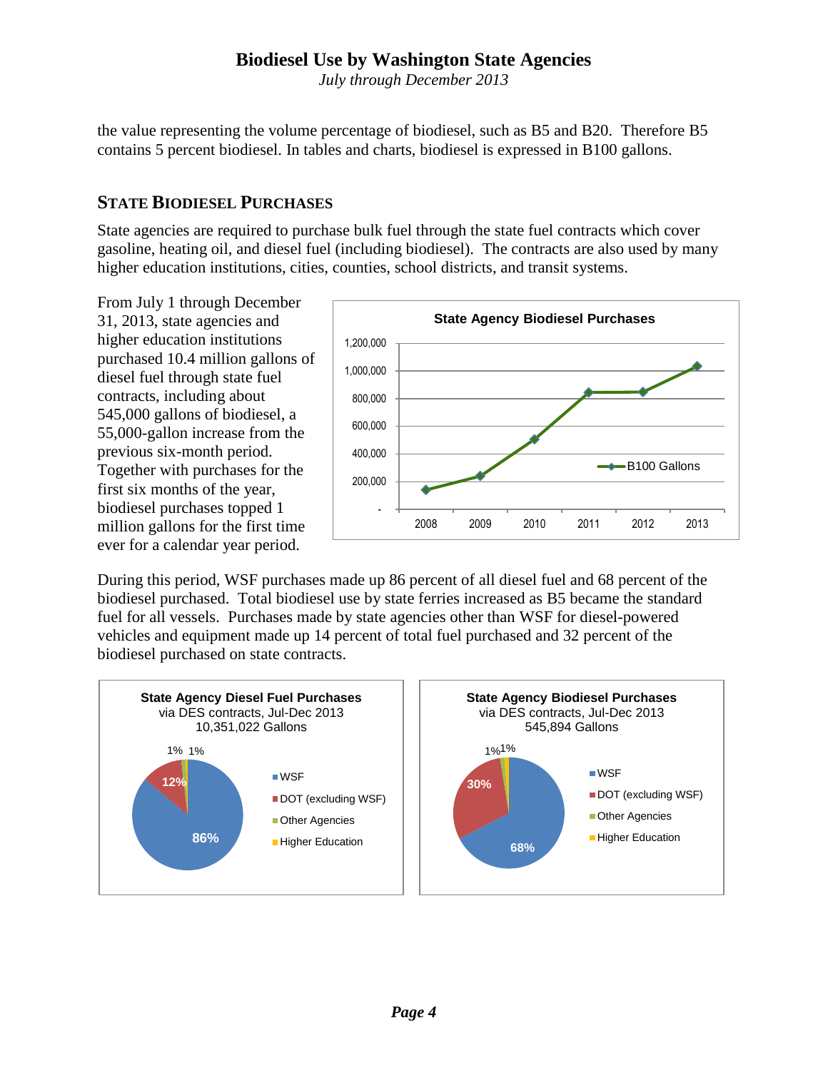the value representing the volume percentage of biodiesel, such as B5 and B20. Therefore B5 contains 5 percent biodiesel. In tables and charts, biodiesel is expressed in B100 gallons.

## State Biodiesel Purchases

State agencies are required to purchase bulk fuel through the state fuel contracts which cover gasoline, heating oil, and diesel fuel (including biodiesel). The contracts are also used by many higher education institutions, cities, counties, school districts, and transit systems.

From July 1 through December 31, 2013, state agencies and higher education institutions purchased 10.4 million gallons of diesel fuel through state fuel contracts, including about 545,000 gallons of biodiesel, a 55,000-gallon increase from the previous six-month period. Together with purchases for the first six months of the year, biodiesel purchases topped 1 million gallons for the first time ever for a calendar year period.

During this period, WSF purchases made up 86 percent of all diesel fuel and 68 percent of the biodiesel purchased. Total biodiesel use by state ferries increased as B5 became the standard fuel for all vessels. Purchases made by state agencies other than WSF for diesel-powered vehicles and equipment made up 14 percent of total fuel purchased and 32 percent of the biodiesel purchased on state contracts.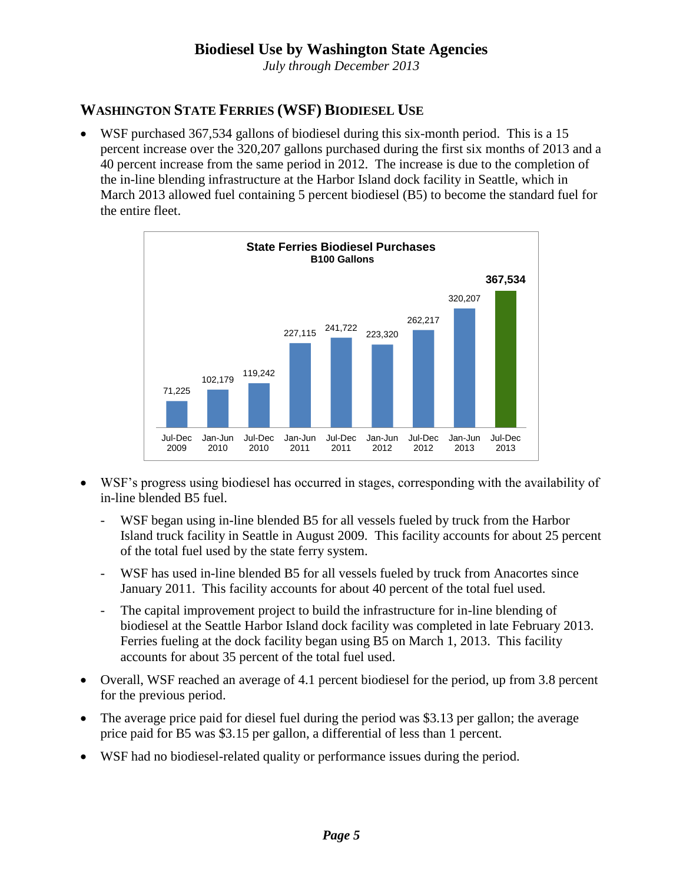## WASHINGTON STATE FERRIES (WSF) BIODIESEL USE

- WSF purchased 367,534 gallons of biodiesel during this six-month period. This is a 15 percent increase over the 320,207 gallons purchased during the first six months of 2013 and a 40 percent increase from the same period in 2012. The increase is due to the completion of the in-line blending infrastructure at the Harbor Island dock facility in Seattle, which in March 2013 allowed fuel containing 5 percent biodiesel (B5) to become the standard fuel for the entire fleet.

**State Ferries Biodiesel Purchases**
**B100 Gallons**

| Period | Gallons |
|---|---|
| Jul-Dec 2009 | 71,225 |
| Jan-Jun 2010 | 102,179 |
| Jul-Dec 2010 | 119,242 |
| Jan-Jun 2011 | 227,115 |
| Jul-Dec 2011 | 241,722 |
| Jan-Jun 2012 | 223,320 |
| Jul-Dec 2012 | 262,217 |
| Jan-Jun 2013 | 320,207 |
| Jul-Dec 2013 | **367,534** |

- WSF's progress using biodiesel has occurred in stages, corresponding with the availability of in-line blended B5 fuel.
  - WSF began using in-line blended B5 for all vessels fueled by truck from the Harbor Island truck facility in Seattle in August 2009. This facility accounts for about 25 percent of the total fuel used by the state ferry system.
  - WSF has used in-line blended B5 for all vessels fueled by truck from Anacortes since January 2011. This facility accounts for about 40 percent of the total fuel used.
  - The capital improvement project to build the infrastructure for in-line blending of biodiesel at the Seattle Harbor Island dock facility was completed in late February 2013. Ferries fueling at the dock facility began using B5 on March 1, 2013. This facility accounts for about 35 percent of the total fuel used.
- Overall, WSF reached an average of 4.1 percent biodiesel for the period, up from 3.8 percent for the previous period.
- The average price paid for diesel fuel during the period was $3.13 per gallon; the average price paid for B5 was $3.15 per gallon, a differential of less than 1 percent.
- WSF had no biodiesel-related quality or performance issues during the period.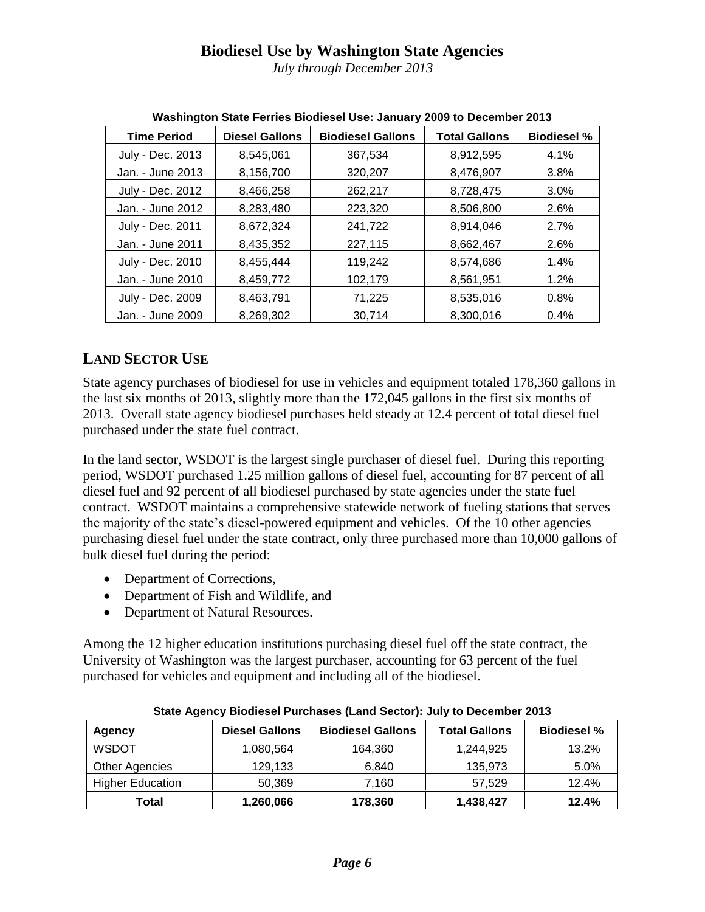# Biodiesel Use by Washington State Agencies

*July through December 2013*

**Washington State Ferries Biodiesel Use: January 2009 to December 2013**

| Time Period | Diesel Gallons | Biodiesel Gallons | Total Gallons | Biodiesel % |
|---|---|---|---|---|
| July - Dec. 2013 | 8,545,061 | 367,534 | 8,912,595 | 4.1% |
| Jan. - June 2013 | 8,156,700 | 320,207 | 8,476,907 | 3.8% |
| July - Dec. 2012 | 8,466,258 | 262,217 | 8,728,475 | 3.0% |
| Jan. - June 2012 | 8,283,480 | 223,320 | 8,506,800 | 2.6% |
| July - Dec. 2011 | 8,672,324 | 241,722 | 8,914,046 | 2.7% |
| Jan. - June 2011 | 8,435,352 | 227,115 | 8,662,467 | 2.6% |
| July - Dec. 2010 | 8,455,444 | 119,242 | 8,574,686 | 1.4% |
| Jan. - June 2010 | 8,459,772 | 102,179 | 8,561,951 | 1.2% |
| July - Dec. 2009 | 8,463,791 | 71,225 | 8,535,016 | 0.8% |
| Jan. - June 2009 | 8,269,302 | 30,714 | 8,300,016 | 0.4% |

## LAND SECTOR USE

State agency purchases of biodiesel for use in vehicles and equipment totaled 178,360 gallons in the last six months of 2013, slightly more than the 172,045 gallons in the first six months of 2013. Overall state agency biodiesel purchases held steady at 12.4 percent of total diesel fuel purchased under the state fuel contract.

In the land sector, WSDOT is the largest single purchaser of diesel fuel. During this reporting period, WSDOT purchased 1.25 million gallons of diesel fuel, accounting for 87 percent of all diesel fuel and 92 percent of all biodiesel purchased by state agencies under the state fuel contract. WSDOT maintains a comprehensive statewide network of fueling stations that serves the majority of the state's diesel-powered equipment and vehicles. Of the 10 other agencies purchasing diesel fuel under the state contract, only three purchased more than 10,000 gallons of bulk diesel fuel during the period:

- Department of Corrections,
- Department of Fish and Wildlife, and
- Department of Natural Resources.

Among the 12 higher education institutions purchasing diesel fuel off the state contract, the University of Washington was the largest purchaser, accounting for 63 percent of the fuel purchased for vehicles and equipment and including all of the biodiesel.

**State Agency Biodiesel Purchases (Land Sector): July to December 2013**

| Agency | Diesel Gallons | Biodiesel Gallons | Total Gallons | Biodiesel % |
|---|---|---|---|---|
| WSDOT | 1,080,564 | 164,360 | 1,244,925 | 13.2% |
| Other Agencies | 129,133 | 6,840 | 135,973 | 5.0% |
| Higher Education | 50,369 | 7,160 | 57,529 | 12.4% |
| **Total** | **1,260,066** | **178,360** | **1,438,427** | **12.4%** |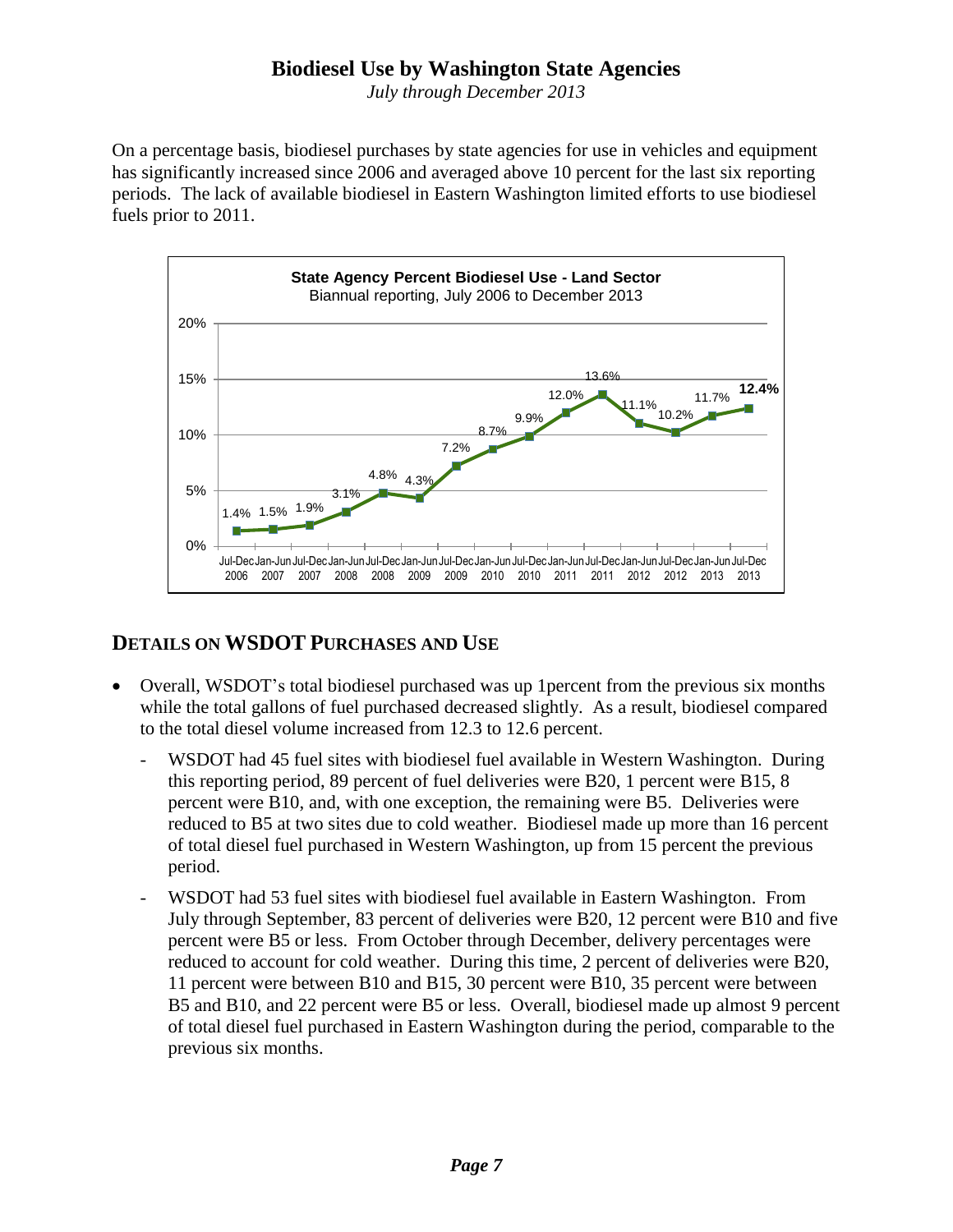# Biodiesel Use by Washington State Agencies

*July through December 2013*

On a percentage basis, biodiesel purchases by state agencies for use in vehicles and equipment has significantly increased since 2006 and averaged above 10 percent for the last six reporting periods. The lack of available biodiesel in Eastern Washington limited efforts to use biodiesel fuels prior to 2011.

**State Agency Percent Biodiesel Use - Land Sector**
Biannual reporting, July 2006 to December 2013

| Period | Percent Biodiesel Use |
| --- | --- |
| Jul-Dec 2006 | 1.4% |
| Jan-Jun 2007 | 1.5% |
| Jul-Dec 2007 | 1.9% |
| Jan-Jun 2008 | 3.1% |
| Jul-Dec 2008 | 4.8% |
| Jan-Jun 2009 | 4.3% |
| Jul-Dec 2009 | 7.2% |
| Jan-Jun 2010 | 8.7% |
| Jul-Dec 2010 | 9.9% |
| Jan-Jun 2011 | 12.0% |
| Jul-Dec 2011 | 13.6% |
| Jan-Jun 2012 | 11.1% |
| Jul-Dec 2012 | 10.2% |
| Jan-Jun 2013 | 11.7% |
| Jul-Dec 2013 | **12.4%** |

## DETAILS ON WSDOT PURCHASES AND USE

- Overall, WSDOT's total biodiesel purchased was up 1percent from the previous six months while the total gallons of fuel purchased decreased slightly. As a result, biodiesel compared to the total diesel volume increased from 12.3 to 12.6 percent.
  - WSDOT had 45 fuel sites with biodiesel fuel available in Western Washington. During this reporting period, 89 percent of fuel deliveries were B20, 1 percent were B15, 8 percent were B10, and, with one exception, the remaining were B5. Deliveries were reduced to B5 at two sites due to cold weather. Biodiesel made up more than 16 percent of total diesel fuel purchased in Western Washington, up from 15 percent the previous period.
  - WSDOT had 53 fuel sites with biodiesel fuel available in Eastern Washington. From July through September, 83 percent of deliveries were B20, 12 percent were B10 and five percent were B5 or less. From October through December, delivery percentages were reduced to account for cold weather. During this time, 2 percent of deliveries were B20, 11 percent were between B10 and B15, 30 percent were B10, 35 percent were between B5 and B10, and 22 percent were B5 or less. Overall, biodiesel made up almost 9 percent of total diesel fuel purchased in Eastern Washington during the period, comparable to the previous six months.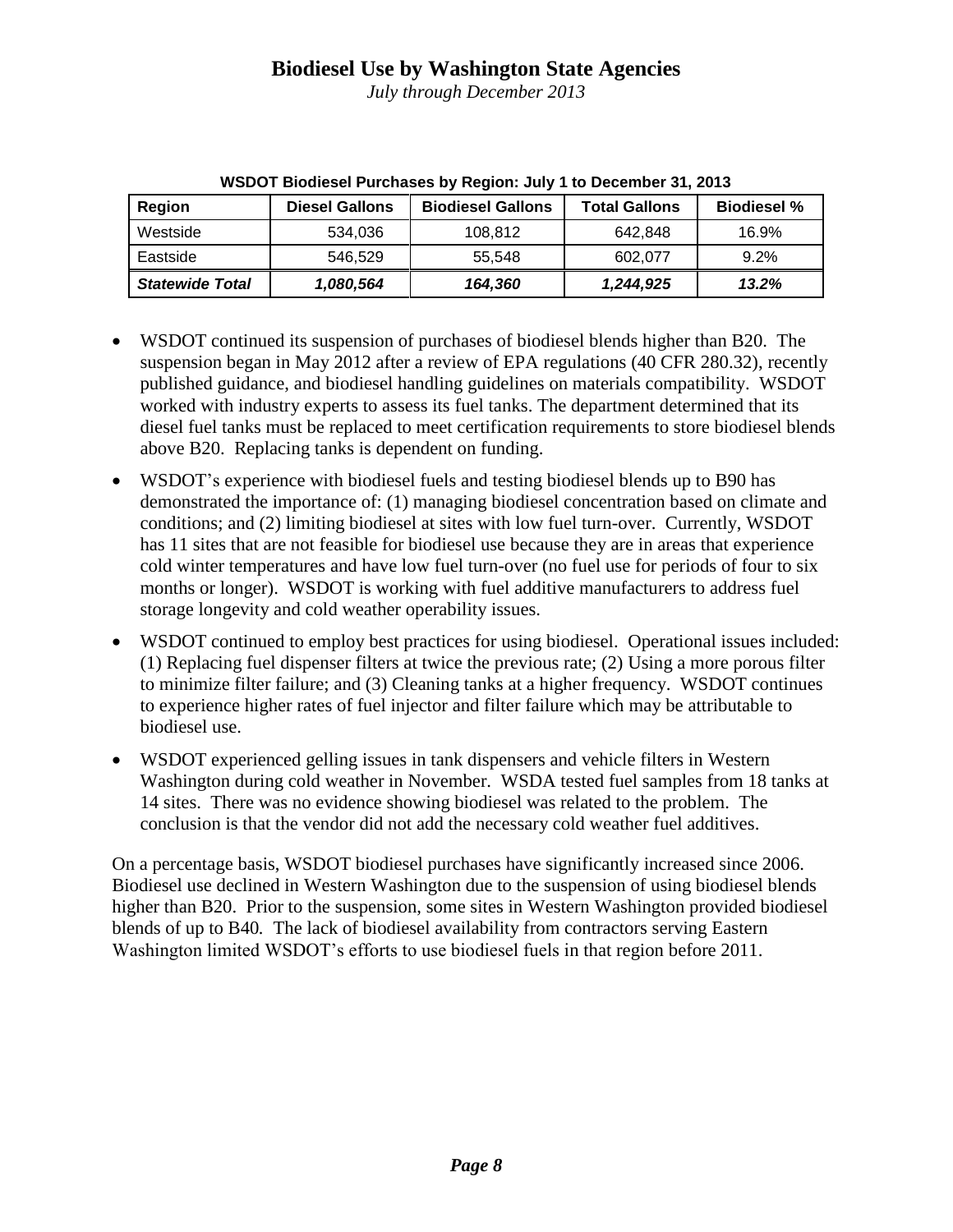# Biodiesel Use by Washington State Agencies

*July through December 2013*

**WSDOT Biodiesel Purchases by Region: July 1 to December 31, 2013**

| Region | Diesel Gallons | Biodiesel Gallons | Total Gallons | Biodiesel % |
|---|---|---|---|---|
| Westside | 534,036 | 108,812 | 642,848 | 16.9% |
| Eastside | 546,529 | 55,548 | 602,077 | 9.2% |
| ***Statewide Total*** | ***1,080,564*** | ***164,360*** | ***1,244,925*** | ***13.2%*** |

- WSDOT continued its suspension of purchases of biodiesel blends higher than B20. The suspension began in May 2012 after a review of EPA regulations (40 CFR 280.32), recently published guidance, and biodiesel handling guidelines on materials compatibility. WSDOT worked with industry experts to assess its fuel tanks. The department determined that its diesel fuel tanks must be replaced to meet certification requirements to store biodiesel blends above B20. Replacing tanks is dependent on funding.
- WSDOT's experience with biodiesel fuels and testing biodiesel blends up to B90 has demonstrated the importance of: (1) managing biodiesel concentration based on climate and conditions; and (2) limiting biodiesel at sites with low fuel turn-over. Currently, WSDOT has 11 sites that are not feasible for biodiesel use because they are in areas that experience cold winter temperatures and have low fuel turn-over (no fuel use for periods of four to six months or longer). WSDOT is working with fuel additive manufacturers to address fuel storage longevity and cold weather operability issues.
- WSDOT continued to employ best practices for using biodiesel. Operational issues included: (1) Replacing fuel dispenser filters at twice the previous rate; (2) Using a more porous filter to minimize filter failure; and (3) Cleaning tanks at a higher frequency. WSDOT continues to experience higher rates of fuel injector and filter failure which may be attributable to biodiesel use.
- WSDOT experienced gelling issues in tank dispensers and vehicle filters in Western Washington during cold weather in November. WSDA tested fuel samples from 18 tanks at 14 sites. There was no evidence showing biodiesel was related to the problem. The conclusion is that the vendor did not add the necessary cold weather fuel additives.

On a percentage basis, WSDOT biodiesel purchases have significantly increased since 2006. Biodiesel use declined in Western Washington due to the suspension of using biodiesel blends higher than B20. Prior to the suspension, some sites in Western Washington provided biodiesel blends of up to B40. The lack of biodiesel availability from contractors serving Eastern Washington limited WSDOT's efforts to use biodiesel fuels in that region before 2011.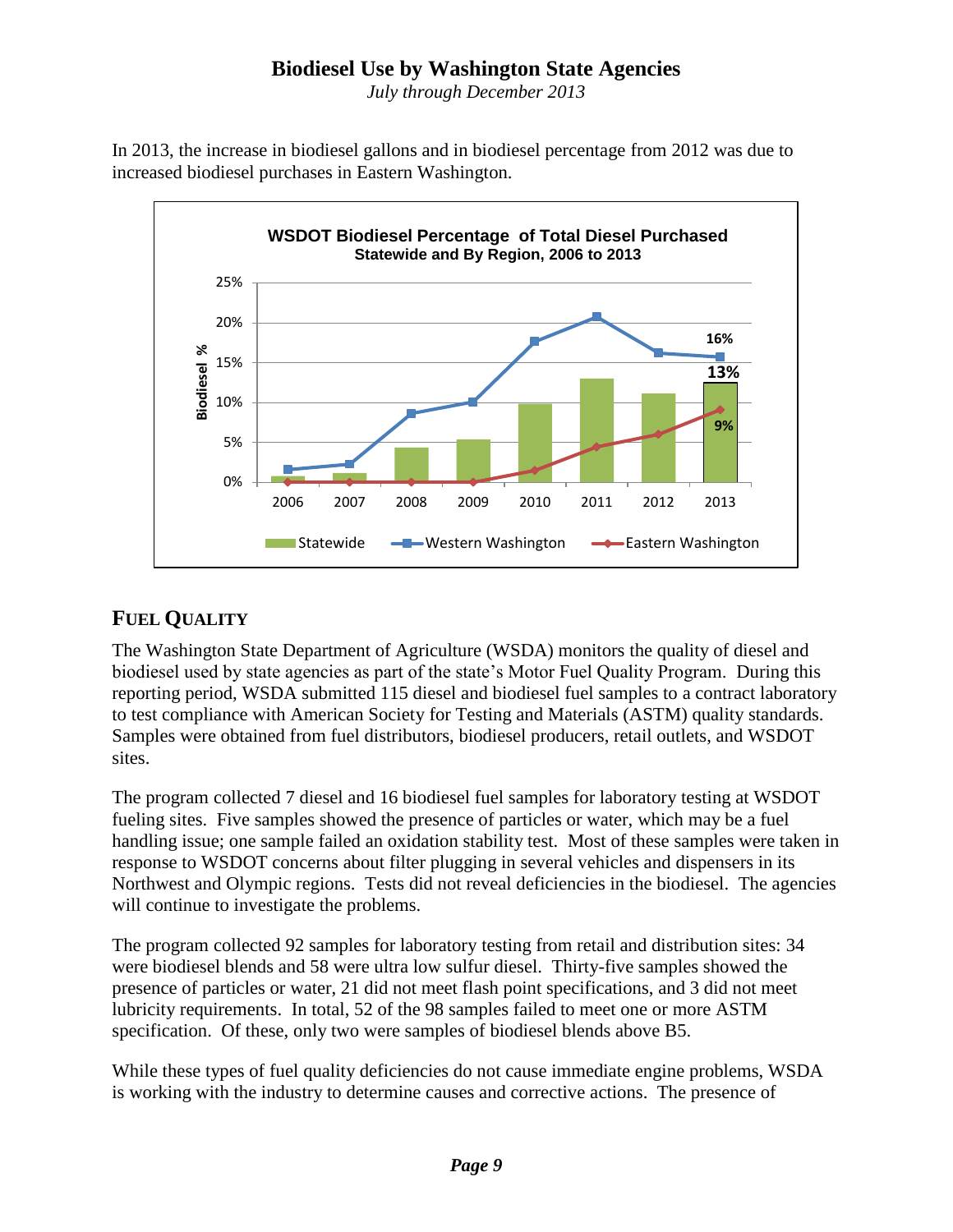# Biodiesel Use by Washington State Agencies

*July through December 2013*

In 2013, the increase in biodiesel gallons and in biodiesel percentage from 2012 was due to increased biodiesel purchases in Eastern Washington.

## FUEL QUALITY

The Washington State Department of Agriculture (WSDA) monitors the quality of diesel and biodiesel used by state agencies as part of the state's Motor Fuel Quality Program. During this reporting period, WSDA submitted 115 diesel and biodiesel fuel samples to a contract laboratory to test compliance with American Society for Testing and Materials (ASTM) quality standards. Samples were obtained from fuel distributors, biodiesel producers, retail outlets, and WSDOT sites.

The program collected 7 diesel and 16 biodiesel fuel samples for laboratory testing at WSDOT fueling sites. Five samples showed the presence of particles or water, which may be a fuel handling issue; one sample failed an oxidation stability test. Most of these samples were taken in response to WSDOT concerns about filter plugging in several vehicles and dispensers in its Northwest and Olympic regions. Tests did not reveal deficiencies in the biodiesel. The agencies will continue to investigate the problems.

The program collected 92 samples for laboratory testing from retail and distribution sites: 34 were biodiesel blends and 58 were ultra low sulfur diesel. Thirty-five samples showed the presence of particles or water, 21 did not meet flash point specifications, and 3 did not meet lubricity requirements. In total, 52 of the 98 samples failed to meet one or more ASTM specification. Of these, only two were samples of biodiesel blends above B5.

While these types of fuel quality deficiencies do not cause immediate engine problems, WSDA is working with the industry to determine causes and corrective actions. The presence of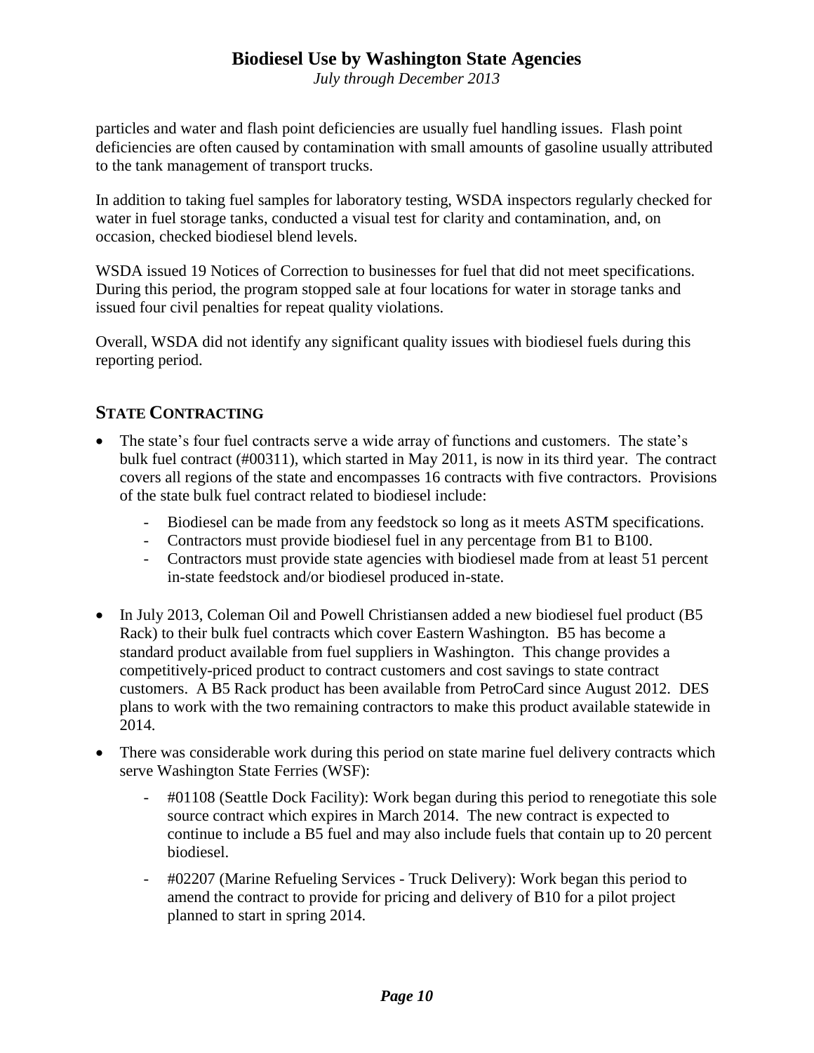particles and water and flash point deficiencies are usually fuel handling issues. Flash point deficiencies are often caused by contamination with small amounts of gasoline usually attributed to the tank management of transport trucks.

In addition to taking fuel samples for laboratory testing, WSDA inspectors regularly checked for water in fuel storage tanks, conducted a visual test for clarity and contamination, and, on occasion, checked biodiesel blend levels.

WSDA issued 19 Notices of Correction to businesses for fuel that did not meet specifications. During this period, the program stopped sale at four locations for water in storage tanks and issued four civil penalties for repeat quality violations.

Overall, WSDA did not identify any significant quality issues with biodiesel fuels during this reporting period.

## STATE CONTRACTING

- The state's four fuel contracts serve a wide array of functions and customers. The state's bulk fuel contract (#00311), which started in May 2011, is now in its third year. The contract covers all regions of the state and encompasses 16 contracts with five contractors. Provisions of the state bulk fuel contract related to biodiesel include:
  - Biodiesel can be made from any feedstock so long as it meets ASTM specifications.
  - Contractors must provide biodiesel fuel in any percentage from B1 to B100.
  - Contractors must provide state agencies with biodiesel made from at least 51 percent in-state feedstock and/or biodiesel produced in-state.
- In July 2013, Coleman Oil and Powell Christiansen added a new biodiesel fuel product (B5 Rack) to their bulk fuel contracts which cover Eastern Washington. B5 has become a standard product available from fuel suppliers in Washington. This change provides a competitively-priced product to contract customers and cost savings to state contract customers. A B5 Rack product has been available from PetroCard since August 2012. DES plans to work with the two remaining contractors to make this product available statewide in 2014.
- There was considerable work during this period on state marine fuel delivery contracts which serve Washington State Ferries (WSF):
  - #01108 (Seattle Dock Facility): Work began during this period to renegotiate this sole source contract which expires in March 2014. The new contract is expected to continue to include a B5 fuel and may also include fuels that contain up to 20 percent biodiesel.
  - #02207 (Marine Refueling Services - Truck Delivery): Work began this period to amend the contract to provide for pricing and delivery of B10 for a pilot project planned to start in spring 2014.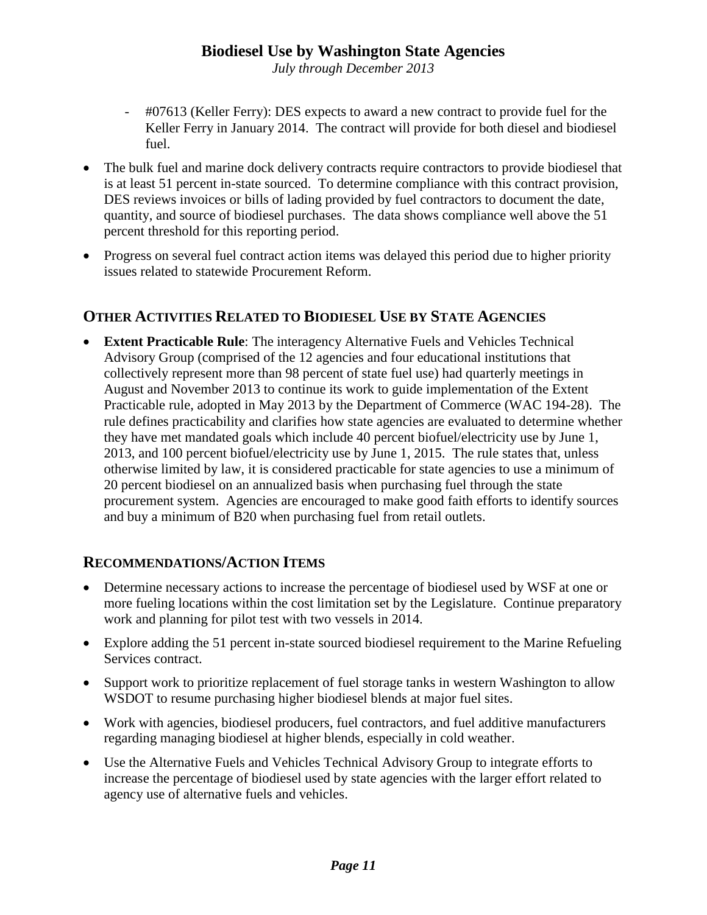- #07613 (Keller Ferry): DES expects to award a new contract to provide fuel for the Keller Ferry in January 2014. The contract will provide for both diesel and biodiesel fuel.

- The bulk fuel and marine dock delivery contracts require contractors to provide biodiesel that is at least 51 percent in-state sourced. To determine compliance with this contract provision, DES reviews invoices or bills of lading provided by fuel contractors to document the date, quantity, and source of biodiesel purchases. The data shows compliance well above the 51 percent threshold for this reporting period.
- Progress on several fuel contract action items was delayed this period due to higher priority issues related to statewide Procurement Reform.

## Other Activities Related to Biodiesel Use by State Agencies

- **Extent Practicable Rule**: The interagency Alternative Fuels and Vehicles Technical Advisory Group (comprised of the 12 agencies and four educational institutions that collectively represent more than 98 percent of state fuel use) had quarterly meetings in August and November 2013 to continue its work to guide implementation of the Extent Practicable rule, adopted in May 2013 by the Department of Commerce (WAC 194-28). The rule defines practicability and clarifies how state agencies are evaluated to determine whether they have met mandated goals which include 40 percent biofuel/electricity use by June 1, 2013, and 100 percent biofuel/electricity use by June 1, 2015. The rule states that, unless otherwise limited by law, it is considered practicable for state agencies to use a minimum of 20 percent biodiesel on an annualized basis when purchasing fuel through the state procurement system. Agencies are encouraged to make good faith efforts to identify sources and buy a minimum of B20 when purchasing fuel from retail outlets.

## Recommendations/Action Items

- Determine necessary actions to increase the percentage of biodiesel used by WSF at one or more fueling locations within the cost limitation set by the Legislature. Continue preparatory work and planning for pilot test with two vessels in 2014.
- Explore adding the 51 percent in-state sourced biodiesel requirement to the Marine Refueling Services contract.
- Support work to prioritize replacement of fuel storage tanks in western Washington to allow WSDOT to resume purchasing higher biodiesel blends at major fuel sites.
- Work with agencies, biodiesel producers, fuel contractors, and fuel additive manufacturers regarding managing biodiesel at higher blends, especially in cold weather.
- Use the Alternative Fuels and Vehicles Technical Advisory Group to integrate efforts to increase the percentage of biodiesel used by state agencies with the larger effort related to agency use of alternative fuels and vehicles.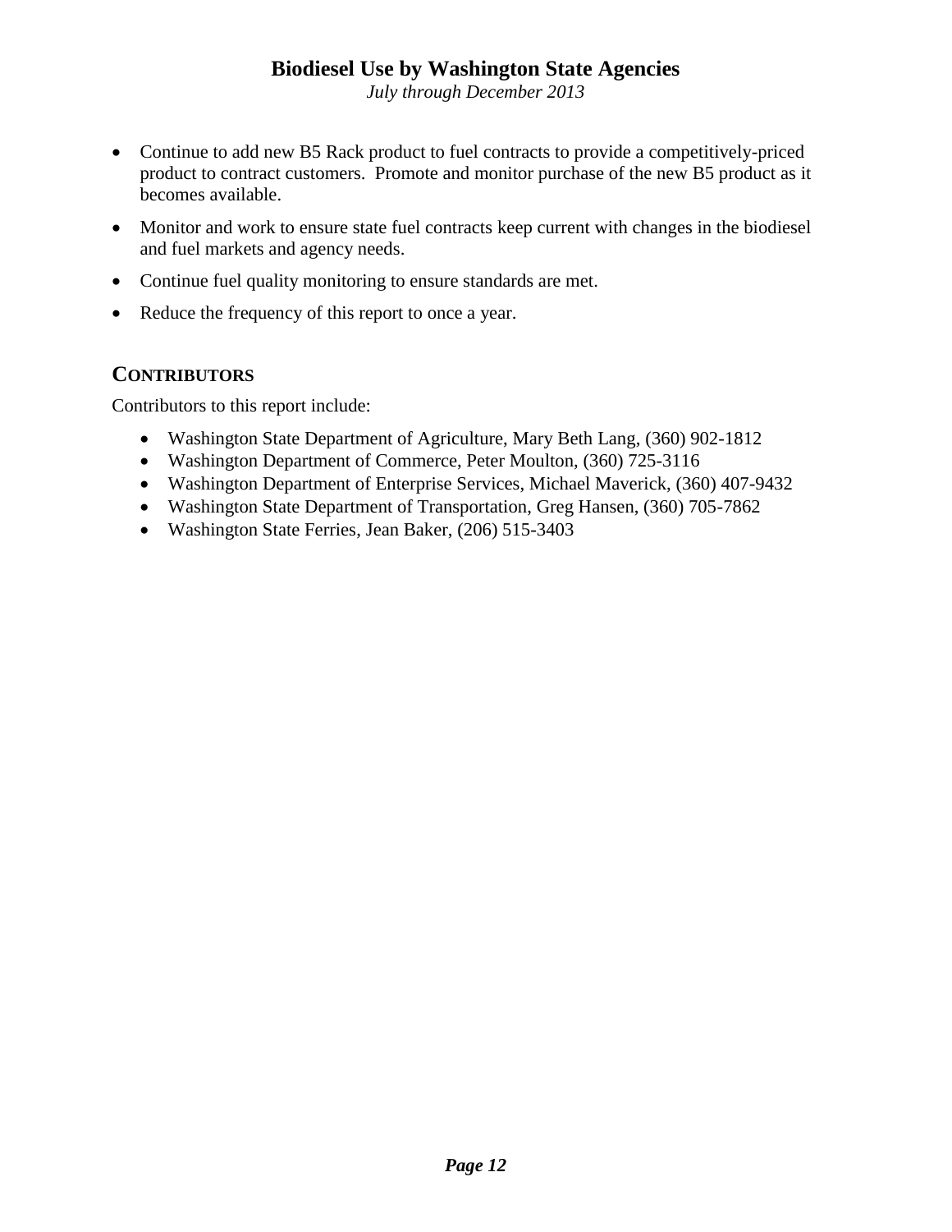- Continue to add new B5 Rack product to fuel contracts to provide a competitively-priced product to contract customers. Promote and monitor purchase of the new B5 product as it becomes available.
- Monitor and work to ensure state fuel contracts keep current with changes in the biodiesel and fuel markets and agency needs.
- Continue fuel quality monitoring to ensure standards are met.
- Reduce the frequency of this report to once a year.

## CONTRIBUTORS

Contributors to this report include:

- Washington State Department of Agriculture, Mary Beth Lang, (360) 902-1812
- Washington Department of Commerce, Peter Moulton, (360) 725-3116
- Washington Department of Enterprise Services, Michael Maverick, (360) 407-9432
- Washington State Department of Transportation, Greg Hansen, (360) 705-7862
- Washington State Ferries, Jean Baker, (206) 515-3403